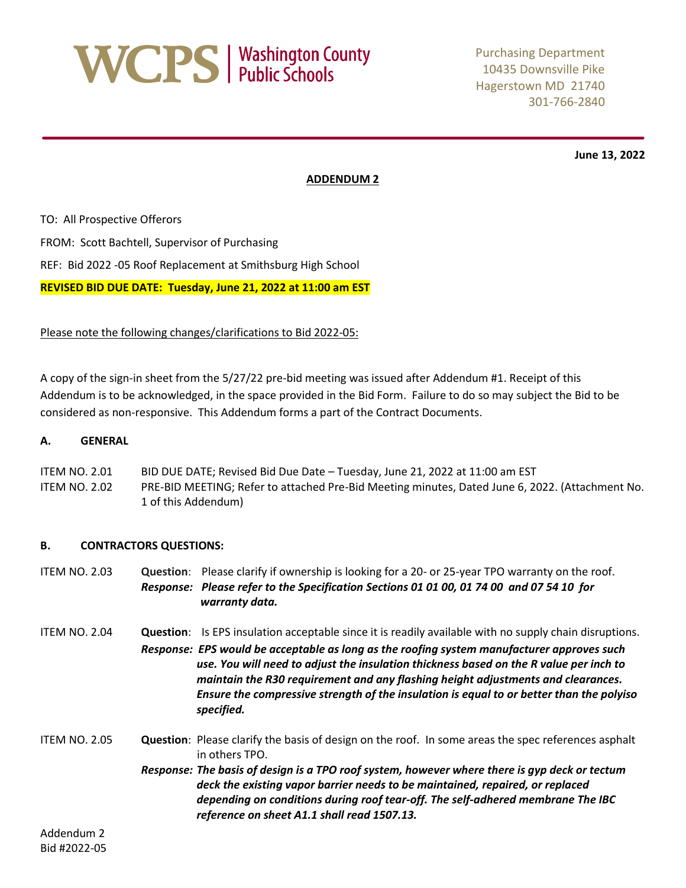**WCPS | Washington County Public Schools**

Purchasing Department
10435 Downsville Pike
Hagerstown MD 21740
301-766-2840

**June 13, 2022**

**ADDENDUM 2**

TO: All Prospective Offerors

FROM: Scott Bachtell, Supervisor of Purchasing

REF: Bid 2022 -05 Roof Replacement at Smithsburg High School

**REVISED BID DUE DATE: Tuesday, June 21, 2022 at 11:00 am EST**

Please note the following changes/clarifications to Bid 2022-05:

A copy of the sign-in sheet from the 5/27/22 pre-bid meeting was issued after Addendum #1. Receipt of this Addendum is to be acknowledged, in the space provided in the Bid Form. Failure to do so may subject the Bid to be considered as non-responsive. This Addendum forms a part of the Contract Documents.

**A. GENERAL**

ITEM NO. 2.01 BID DUE DATE; Revised Bid Due Date – Tuesday, June 21, 2022 at 11:00 am EST

ITEM NO. 2.02 PRE-BID MEETING; Refer to attached Pre-Bid Meeting minutes, Dated June 6, 2022. (Attachment No. 1 of this Addendum)

**B. CONTRACTORS QUESTIONS:**

ITEM NO. 2.03 **Question**: Please clarify if ownership is looking for a 20- or 25-year TPO warranty on the roof.
***Response: Please refer to the Specification Sections 01 01 00, 01 74 00 and 07 54 10 for warranty data.***

ITEM NO. 2.04 **Question**: Is EPS insulation acceptable since it is readily available with no supply chain disruptions.
***Response: EPS would be acceptable as long as the roofing system manufacturer approves such use. You will need to adjust the insulation thickness based on the R value per inch to maintain the R30 requirement and any flashing height adjustments and clearances. Ensure the compressive strength of the insulation is equal to or better than the polyiso specified.***

ITEM NO. 2.05 **Question**: Please clarify the basis of design on the roof. In some areas the spec references asphalt in others TPO.
***Response: The basis of design is a TPO roof system, however where there is gyp deck or tectum deck the existing vapor barrier needs to be maintained, repaired, or replaced depending on conditions during roof tear-off. The self-adhered membrane The IBC reference on sheet A1.1 shall read 1507.13.***

Addendum 2
Bid #2022-05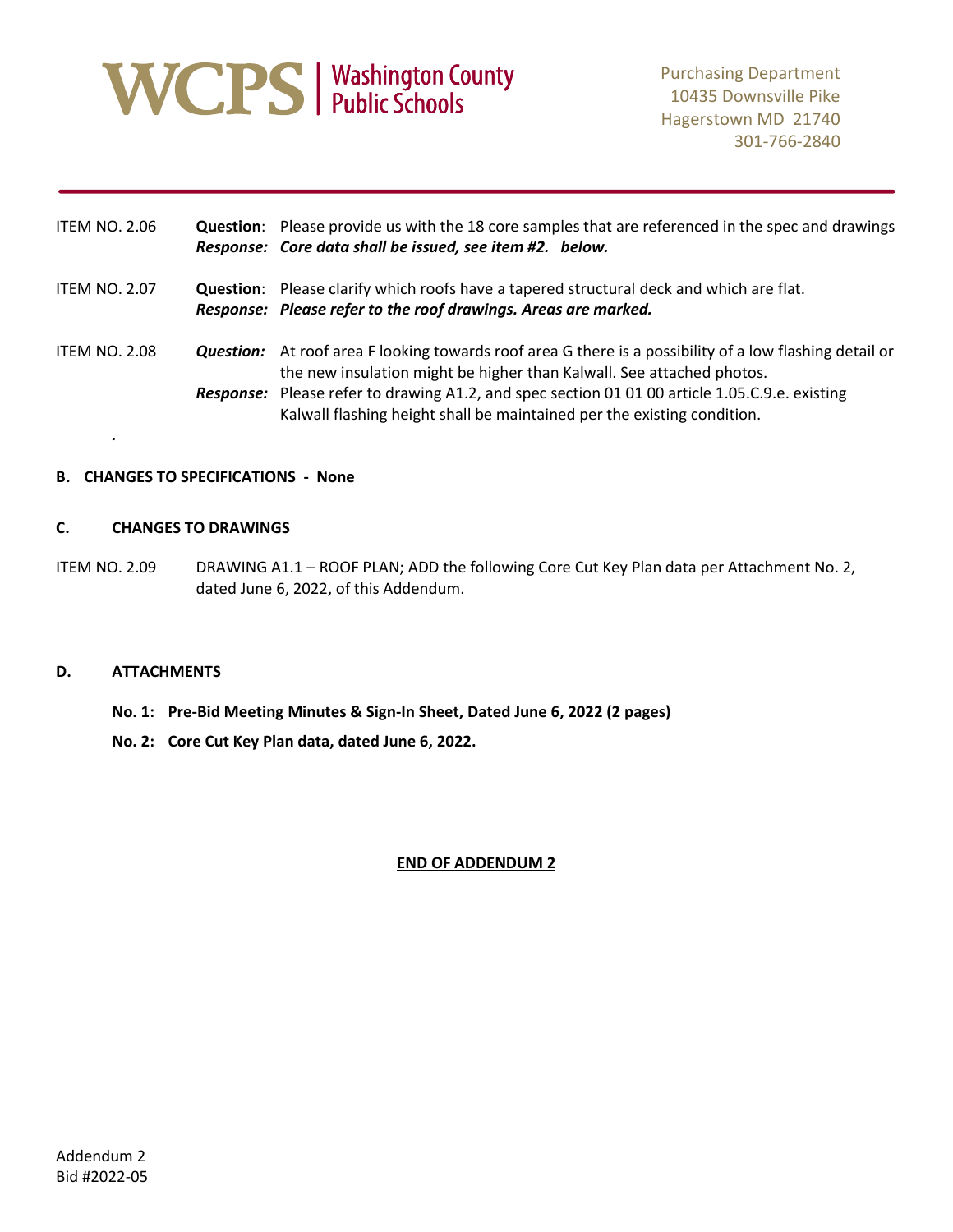ITEM NO. 2.06 **Question**: Please provide us with the 18 core samples that are referenced in the spec and drawings
***Response:* *Core data shall be issued, see item #2. below.***

ITEM NO. 2.07 **Question**: Please clarify which roofs have a tapered structural deck and which are flat.
***Response:* *Please refer to the roof drawings. Areas are marked.***

ITEM NO. 2.08 ***Question:*** At roof area F looking towards roof area G there is a possibility of a low flashing detail or the new insulation might be higher than Kalwall. See attached photos.
***Response:*** Please refer to drawing A1.2, and spec section 01 01 00 article 1.05.C.9.e. existing Kalwall flashing height shall be maintained per the existing condition.

*.*

**B. CHANGES TO SPECIFICATIONS - None**

**C. CHANGES TO DRAWINGS**

ITEM NO. 2.09 DRAWING A1.1 – ROOF PLAN; ADD the following Core Cut Key Plan data per Attachment No. 2, dated June 6, 2022, of this Addendum.

**D. ATTACHMENTS**

**No. 1: Pre-Bid Meeting Minutes & Sign-In Sheet, Dated June 6, 2022 (2 pages)**

**No. 2: Core Cut Key Plan data, dated June 6, 2022.**

**END OF ADDENDUM 2**